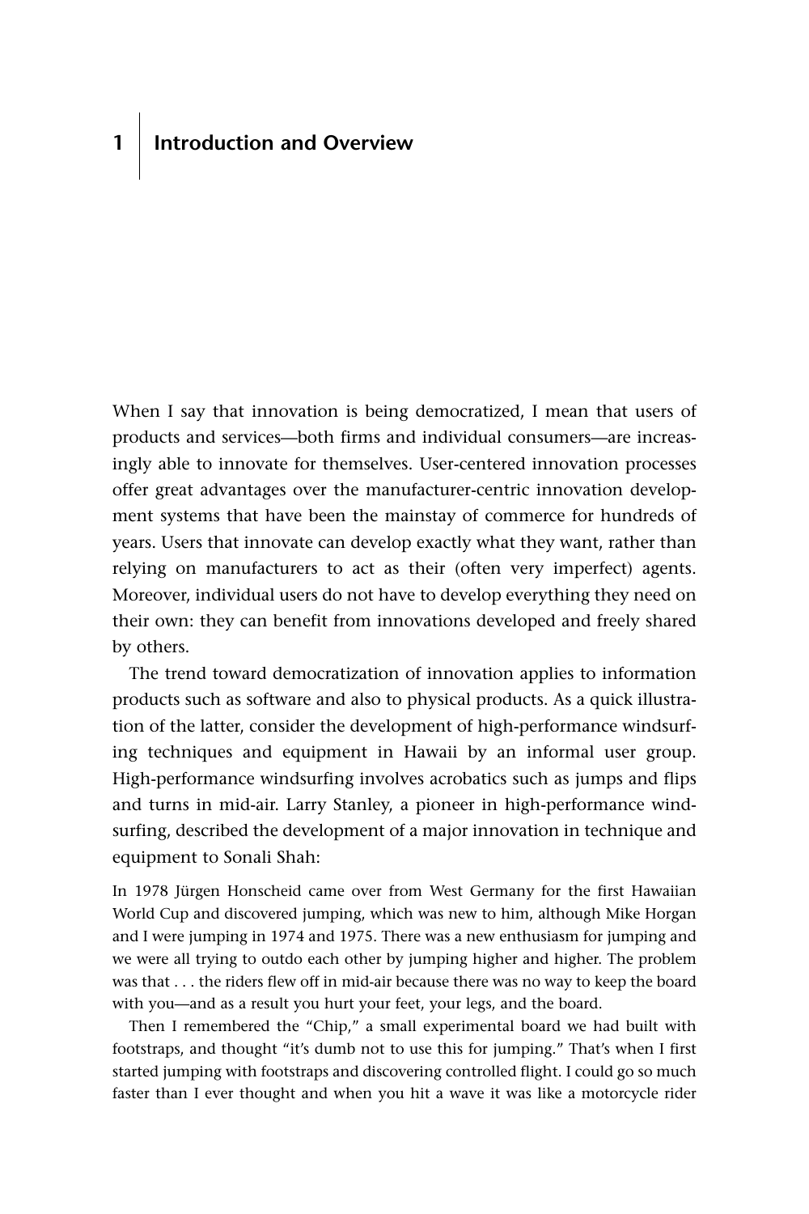# 1 Introduction and Overview

When I say that innovation is being democratized, I mean that users of products and services—both firms and individual consumers—are increasingly able to innovate for themselves. User-centered innovation processes offer great advantages over the manufacturer-centric innovation development systems that have been the mainstay of commerce for hundreds of years. Users that innovate can develop exactly what they want, rather than relying on manufacturers to act as their (often very imperfect) agents. Moreover, individual users do not have to develop everything they need on their own: they can benefit from innovations developed and freely shared by others.

The trend toward democratization of innovation applies to information products such as software and also to physical products. As a quick illustration of the latter, consider the development of high-performance windsurfing techniques and equipment in Hawaii by an informal user group. High-performance windsurfing involves acrobatics such as jumps and flips and turns in mid-air. Larry Stanley, a pioneer in high-performance windsurfing, described the development of a major innovation in technique and equipment to Sonali Shah:

> In 1978 Jürgen Honscheid came over from West Germany for the first Hawaiian World Cup and discovered jumping, which was new to him, although Mike Horgan and I were jumping in 1974 and 1975. There was a new enthusiasm for jumping and we were all trying to outdo each other by jumping higher and higher. The problem was that . . . the riders flew off in mid-air because there was no way to keep the board with you—and as a result you hurt your feet, your legs, and the board.
>
> Then I remembered the "Chip," a small experimental board we had built with footstraps, and thought "it's dumb not to use this for jumping." That's when I first started jumping with footstraps and discovering controlled flight. I could go so much faster than I ever thought and when you hit a wave it was like a motorcycle rider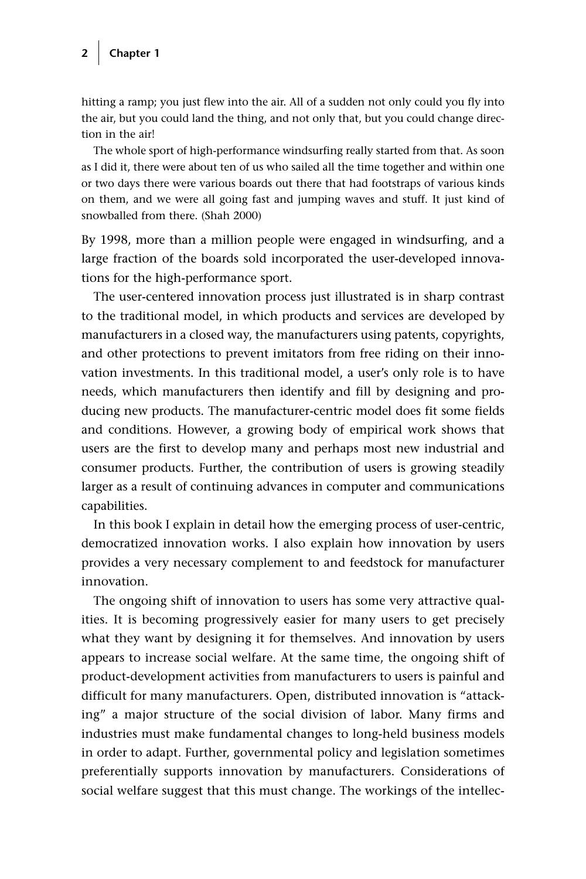hitting a ramp; you just flew into the air. All of a sudden not only could you fly into the air, but you could land the thing, and not only that, but you could change direction in the air!

> The whole sport of high-performance windsurfing really started from that. As soon as I did it, there were about ten of us who sailed all the time together and within one or two days there were various boards out there that had footstraps of various kinds on them, and we were all going fast and jumping waves and stuff. It just kind of snowballed from there. (Shah 2000)

By 1998, more than a million people were engaged in windsurfing, and a large fraction of the boards sold incorporated the user-developed innovations for the high-performance sport.

The user-centered innovation process just illustrated is in sharp contrast to the traditional model, in which products and services are developed by manufacturers in a closed way, the manufacturers using patents, copyrights, and other protections to prevent imitators from free riding on their innovation investments. In this traditional model, a user's only role is to have needs, which manufacturers then identify and fill by designing and producing new products. The manufacturer-centric model does fit some fields and conditions. However, a growing body of empirical work shows that users are the first to develop many and perhaps most new industrial and consumer products. Further, the contribution of users is growing steadily larger as a result of continuing advances in computer and communications capabilities.

In this book I explain in detail how the emerging process of user-centric, democratized innovation works. I also explain how innovation by users provides a very necessary complement to and feedstock for manufacturer innovation.

The ongoing shift of innovation to users has some very attractive qualities. It is becoming progressively easier for many users to get precisely what they want by designing it for themselves. And innovation by users appears to increase social welfare. At the same time, the ongoing shift of product-development activities from manufacturers to users is painful and difficult for many manufacturers. Open, distributed innovation is "attacking" a major structure of the social division of labor. Many firms and industries must make fundamental changes to long-held business models in order to adapt. Further, governmental policy and legislation sometimes preferentially supports innovation by manufacturers. Considerations of social welfare suggest that this must change. The workings of the intellec-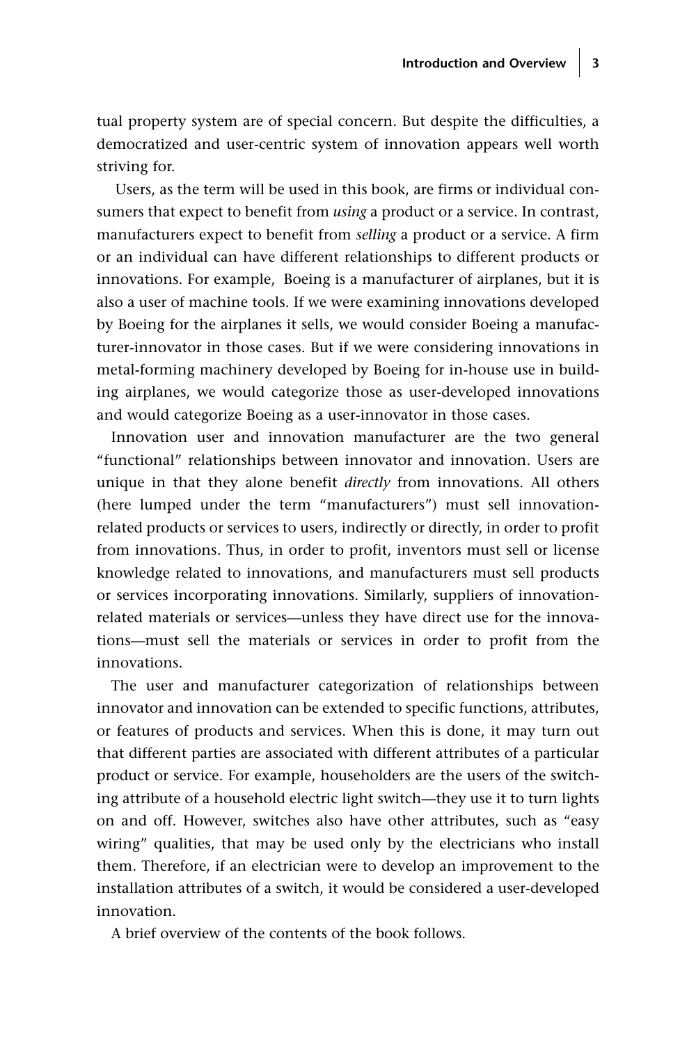tual property system are of special concern. But despite the difficulties, a democratized and user-centric system of innovation appears well worth striving for.

Users, as the term will be used in this book, are firms or individual consumers that expect to benefit from *using* a product or a service. In contrast, manufacturers expect to benefit from *selling* a product or a service. A firm or an individual can have different relationships to different products or innovations. For example, Boeing is a manufacturer of airplanes, but it is also a user of machine tools. If we were examining innovations developed by Boeing for the airplanes it sells, we would consider Boeing a manufacturer-innovator in those cases. But if we were considering innovations in metal-forming machinery developed by Boeing for in-house use in building airplanes, we would categorize those as user-developed innovations and would categorize Boeing as a user-innovator in those cases.

Innovation user and innovation manufacturer are the two general "functional" relationships between innovator and innovation. Users are unique in that they alone benefit *directly* from innovations. All others (here lumped under the term "manufacturers") must sell innovation-related products or services to users, indirectly or directly, in order to profit from innovations. Thus, in order to profit, inventors must sell or license knowledge related to innovations, and manufacturers must sell products or services incorporating innovations. Similarly, suppliers of innovation-related materials or services—unless they have direct use for the innovations—must sell the materials or services in order to profit from the innovations.

The user and manufacturer categorization of relationships between innovator and innovation can be extended to specific functions, attributes, or features of products and services. When this is done, it may turn out that different parties are associated with different attributes of a particular product or service. For example, householders are the users of the switching attribute of a household electric light switch—they use it to turn lights on and off. However, switches also have other attributes, such as "easy wiring" qualities, that may be used only by the electricians who install them. Therefore, if an electrician were to develop an improvement to the installation attributes of a switch, it would be considered a user-developed innovation.

A brief overview of the contents of the book follows.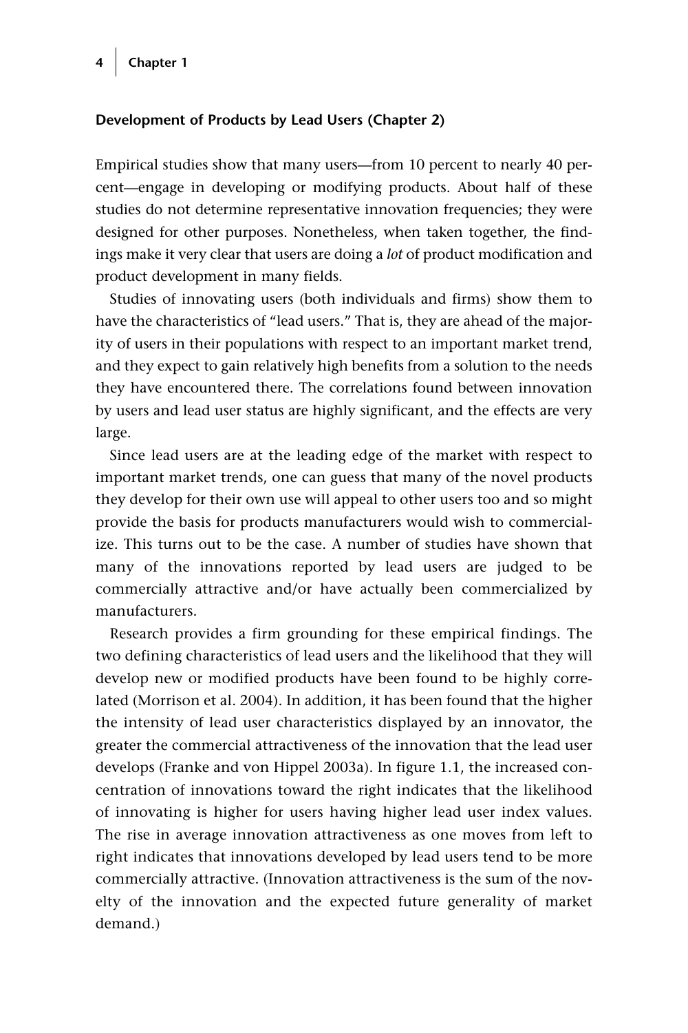### Development of Products by Lead Users (Chapter 2)

Empirical studies show that many users—from 10 percent to nearly 40 percent—engage in developing or modifying products. About half of these studies do not determine representative innovation frequencies; they were designed for other purposes. Nonetheless, when taken together, the findings make it very clear that users are doing a *lot* of product modification and product development in many fields.

Studies of innovating users (both individuals and firms) show them to have the characteristics of "lead users." That is, they are ahead of the majority of users in their populations with respect to an important market trend, and they expect to gain relatively high benefits from a solution to the needs they have encountered there. The correlations found between innovation by users and lead user status are highly significant, and the effects are very large.

Since lead users are at the leading edge of the market with respect to important market trends, one can guess that many of the novel products they develop for their own use will appeal to other users too and so might provide the basis for products manufacturers would wish to commercialize. This turns out to be the case. A number of studies have shown that many of the innovations reported by lead users are judged to be commercially attractive and/or have actually been commercialized by manufacturers.

Research provides a firm grounding for these empirical findings. The two defining characteristics of lead users and the likelihood that they will develop new or modified products have been found to be highly correlated (Morrison et al. 2004). In addition, it has been found that the higher the intensity of lead user characteristics displayed by an innovator, the greater the commercial attractiveness of the innovation that the lead user develops (Franke and von Hippel 2003a). In figure 1.1, the increased concentration of innovations toward the right indicates that the likelihood of innovating is higher for users having higher lead user index values. The rise in average innovation attractiveness as one moves from left to right indicates that innovations developed by lead users tend to be more commercially attractive. (Innovation attractiveness is the sum of the novelty of the innovation and the expected future generality of market demand.)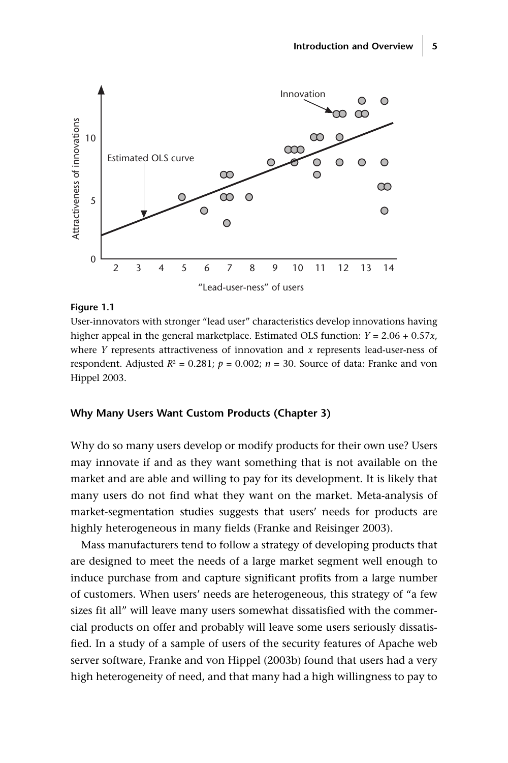**Figure 1.1**

User-innovators with stronger "lead user" characteristics develop innovations having higher appeal in the general marketplace. Estimated OLS function: $Y = 2.06 + 0.57x$, where $Y$ represents attractiveness of innovation and $x$ represents lead-user-ness of respondent. Adjusted $R^2 = 0.281$; $p = 0.002$; $n = 30$. Source of data: Franke and von Hippel 2003.

### Why Many Users Want Custom Products (Chapter 3)

Why do so many users develop or modify products for their own use? Users may innovate if and as they want something that is not available on the market and are able and willing to pay for its development. It is likely that many users do not find what they want on the market. Meta-analysis of market-segmentation studies suggests that users' needs for products are highly heterogeneous in many fields (Franke and Reisinger 2003).

Mass manufacturers tend to follow a strategy of developing products that are designed to meet the needs of a large market segment well enough to induce purchase from and capture significant profits from a large number of customers. When users' needs are heterogeneous, this strategy of "a few sizes fit all" will leave many users somewhat dissatisfied with the commercial products on offer and probably will leave some users seriously dissatisfied. In a study of a sample of users of the security features of Apache web server software, Franke and von Hippel (2003b) found that users had a very high heterogeneity of need, and that many had a high willingness to pay to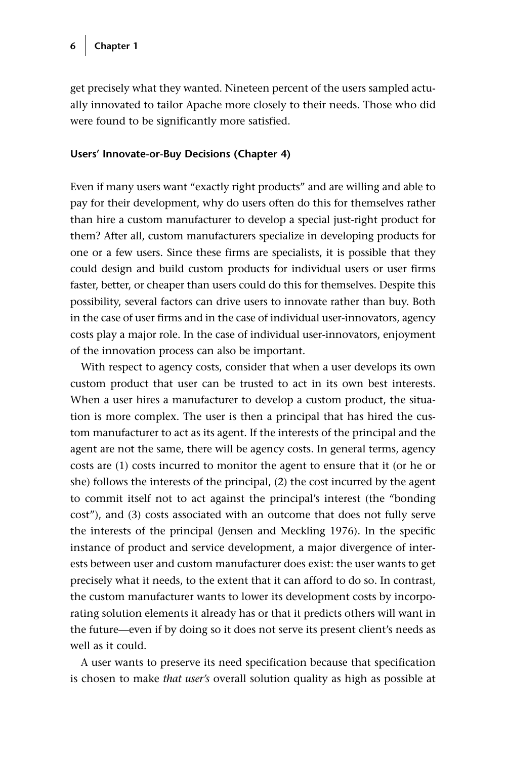get precisely what they wanted. Nineteen percent of the users sampled actually innovated to tailor Apache more closely to their needs. Those who did were found to be significantly more satisfied.

### Users' Innovate-or-Buy Decisions (Chapter 4)

Even if many users want "exactly right products" and are willing and able to pay for their development, why do users often do this for themselves rather than hire a custom manufacturer to develop a special just-right product for them? After all, custom manufacturers specialize in developing products for one or a few users. Since these firms are specialists, it is possible that they could design and build custom products for individual users or user firms faster, better, or cheaper than users could do this for themselves. Despite this possibility, several factors can drive users to innovate rather than buy. Both in the case of user firms and in the case of individual user-innovators, agency costs play a major role. In the case of individual user-innovators, enjoyment of the innovation process can also be important.

With respect to agency costs, consider that when a user develops its own custom product that user can be trusted to act in its own best interests. When a user hires a manufacturer to develop a custom product, the situation is more complex. The user is then a principal that has hired the custom manufacturer to act as its agent. If the interests of the principal and the agent are not the same, there will be agency costs. In general terms, agency costs are (1) costs incurred to monitor the agent to ensure that it (or he or she) follows the interests of the principal, (2) the cost incurred by the agent to commit itself not to act against the principal's interest (the "bonding cost"), and (3) costs associated with an outcome that does not fully serve the interests of the principal (Jensen and Meckling 1976). In the specific instance of product and service development, a major divergence of interests between user and custom manufacturer does exist: the user wants to get precisely what it needs, to the extent that it can afford to do so. In contrast, the custom manufacturer wants to lower its development costs by incorporating solution elements it already has or that it predicts others will want in the future—even if by doing so it does not serve its present client's needs as well as it could.

A user wants to preserve its need specification because that specification is chosen to make *that user's* overall solution quality as high as possible at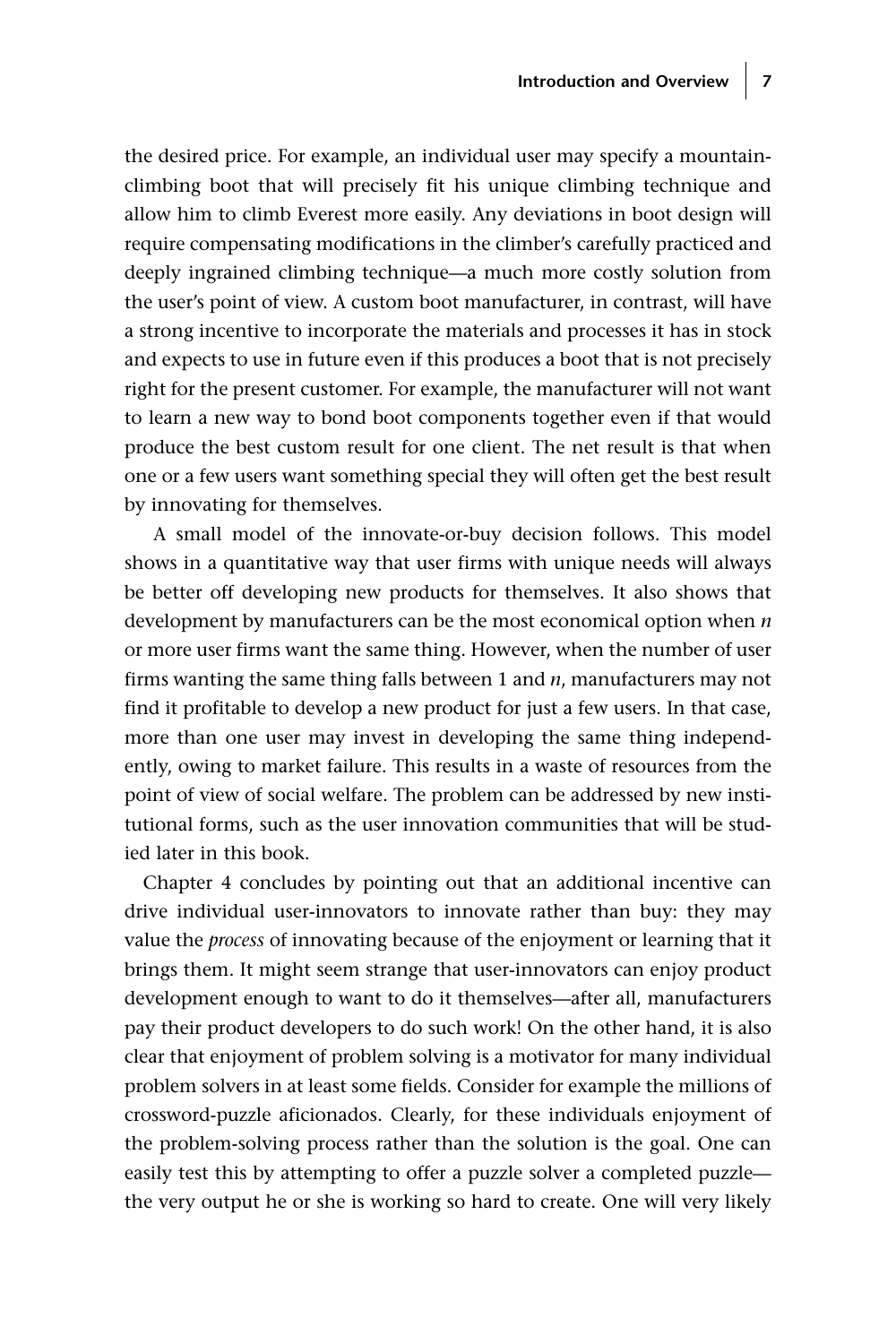the desired price. For example, an individual user may specify a mountain-climbing boot that will precisely fit his unique climbing technique and allow him to climb Everest more easily. Any deviations in boot design will require compensating modifications in the climber's carefully practiced and deeply ingrained climbing technique—a much more costly solution from the user's point of view. A custom boot manufacturer, in contrast, will have a strong incentive to incorporate the materials and processes it has in stock and expects to use in future even if this produces a boot that is not precisely right for the present customer. For example, the manufacturer will not want to learn a new way to bond boot components together even if that would produce the best custom result for one client. The net result is that when one or a few users want something special they will often get the best result by innovating for themselves.

A small model of the innovate-or-buy decision follows. This model shows in a quantitative way that user firms with unique needs will always be better off developing new products for themselves. It also shows that development by manufacturers can be the most economical option when $n$ or more user firms want the same thing. However, when the number of user firms wanting the same thing falls between 1 and $n$, manufacturers may not find it profitable to develop a new product for just a few users. In that case, more than one user may invest in developing the same thing independently, owing to market failure. This results in a waste of resources from the point of view of social welfare. The problem can be addressed by new institutional forms, such as the user innovation communities that will be studied later in this book.

Chapter 4 concludes by pointing out that an additional incentive can drive individual user-innovators to innovate rather than buy: they may value the *process* of innovating because of the enjoyment or learning that it brings them. It might seem strange that user-innovators can enjoy product development enough to want to do it themselves—after all, manufacturers pay their product developers to do such work! On the other hand, it is also clear that enjoyment of problem solving is a motivator for many individual problem solvers in at least some fields. Consider for example the millions of crossword-puzzle aficionados. Clearly, for these individuals enjoyment of the problem-solving process rather than the solution is the goal. One can easily test this by attempting to offer a puzzle solver a completed puzzle—the very output he or she is working so hard to create. One will very likely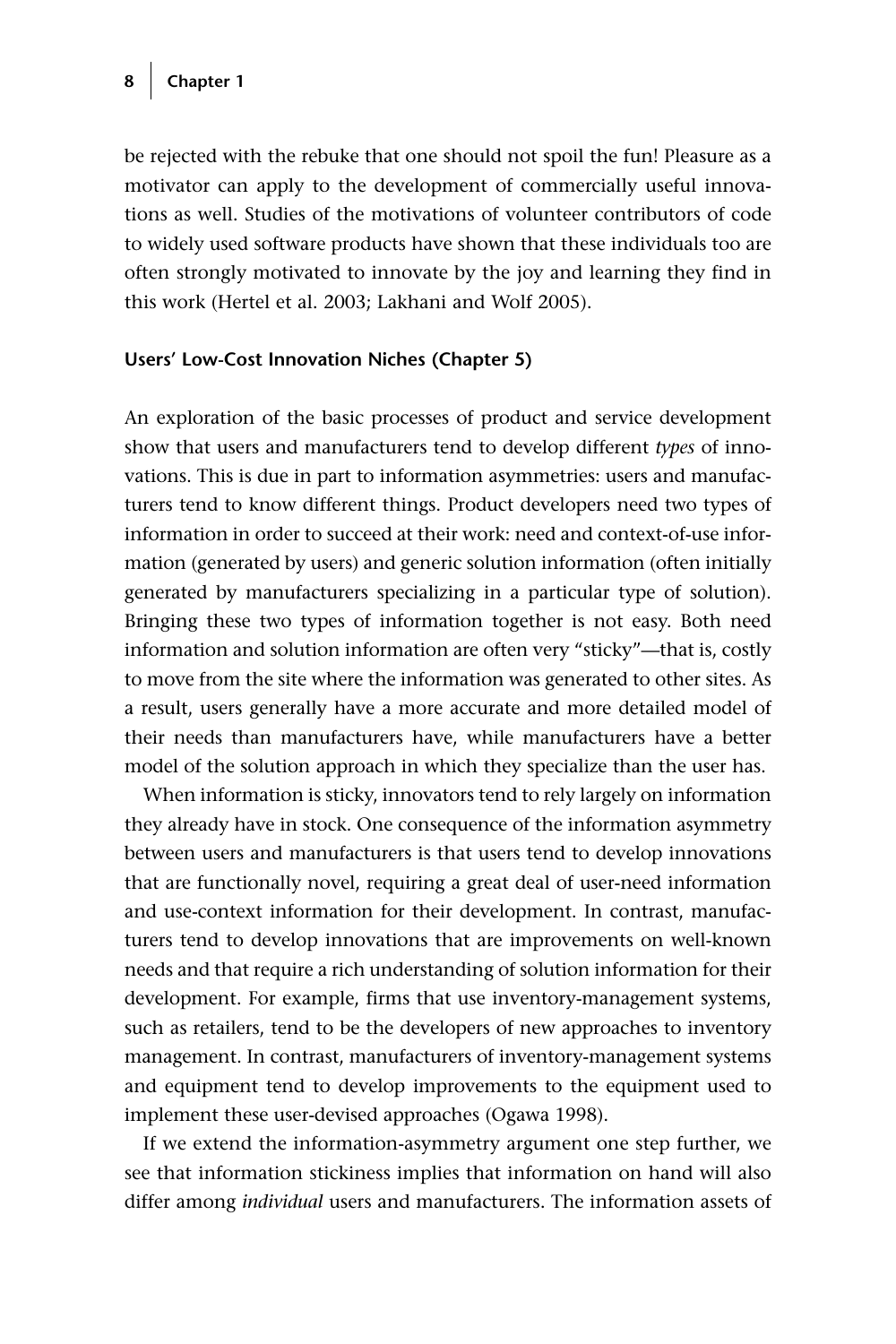be rejected with the rebuke that one should not spoil the fun! Pleasure as a motivator can apply to the development of commercially useful innovations as well. Studies of the motivations of volunteer contributors of code to widely used software products have shown that these individuals too are often strongly motivated to innovate by the joy and learning they find in this work (Hertel et al. 2003; Lakhani and Wolf 2005).

### Users' Low-Cost Innovation Niches (Chapter 5)

An exploration of the basic processes of product and service development show that users and manufacturers tend to develop different *types* of innovations. This is due in part to information asymmetries: users and manufacturers tend to know different things. Product developers need two types of information in order to succeed at their work: need and context-of-use information (generated by users) and generic solution information (often initially generated by manufacturers specializing in a particular type of solution). Bringing these two types of information together is not easy. Both need information and solution information are often very "sticky"—that is, costly to move from the site where the information was generated to other sites. As a result, users generally have a more accurate and more detailed model of their needs than manufacturers have, while manufacturers have a better model of the solution approach in which they specialize than the user has.

When information is sticky, innovators tend to rely largely on information they already have in stock. One consequence of the information asymmetry between users and manufacturers is that users tend to develop innovations that are functionally novel, requiring a great deal of user-need information and use-context information for their development. In contrast, manufacturers tend to develop innovations that are improvements on well-known needs and that require a rich understanding of solution information for their development. For example, firms that use inventory-management systems, such as retailers, tend to be the developers of new approaches to inventory management. In contrast, manufacturers of inventory-management systems and equipment tend to develop improvements to the equipment used to implement these user-devised approaches (Ogawa 1998).

If we extend the information-asymmetry argument one step further, we see that information stickiness implies that information on hand will also differ among *individual* users and manufacturers. The information assets of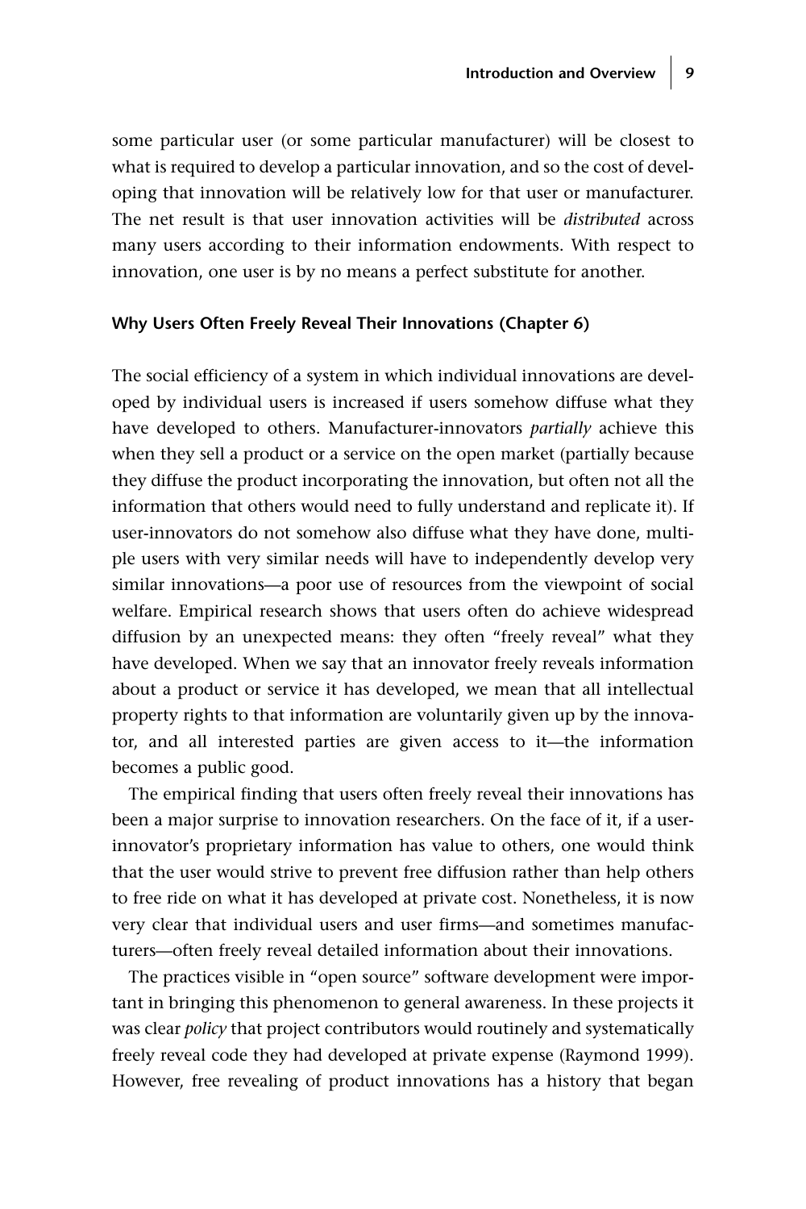some particular user (or some particular manufacturer) will be closest to what is required to develop a particular innovation, and so the cost of developing that innovation will be relatively low for that user or manufacturer. The net result is that user innovation activities will be *distributed* across many users according to their information endowments. With respect to innovation, one user is by no means a perfect substitute for another.

### Why Users Often Freely Reveal Their Innovations (Chapter 6)

The social efficiency of a system in which individual innovations are developed by individual users is increased if users somehow diffuse what they have developed to others. Manufacturer-innovators *partially* achieve this when they sell a product or a service on the open market (partially because they diffuse the product incorporating the innovation, but often not all the information that others would need to fully understand and replicate it). If user-innovators do not somehow also diffuse what they have done, multiple users with very similar needs will have to independently develop very similar innovations—a poor use of resources from the viewpoint of social welfare. Empirical research shows that users often do achieve widespread diffusion by an unexpected means: they often "freely reveal" what they have developed. When we say that an innovator freely reveals information about a product or service it has developed, we mean that all intellectual property rights to that information are voluntarily given up by the innovator, and all interested parties are given access to it—the information becomes a public good.

The empirical finding that users often freely reveal their innovations has been a major surprise to innovation researchers. On the face of it, if a user-innovator's proprietary information has value to others, one would think that the user would strive to prevent free diffusion rather than help others to free ride on what it has developed at private cost. Nonetheless, it is now very clear that individual users and user firms—and sometimes manufacturers—often freely reveal detailed information about their innovations.

The practices visible in "open source" software development were important in bringing this phenomenon to general awareness. In these projects it was clear *policy* that project contributors would routinely and systematically freely reveal code they had developed at private expense (Raymond 1999). However, free revealing of product innovations has a history that began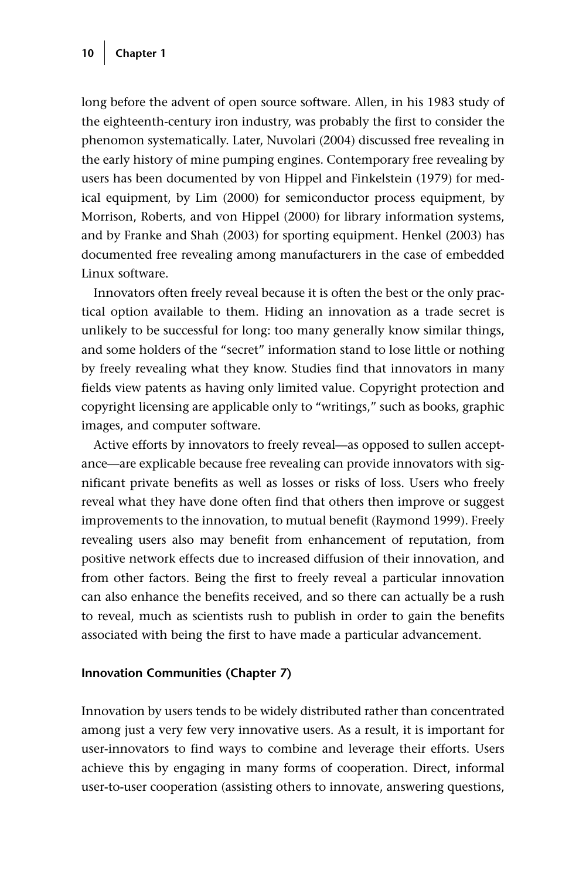long before the advent of open source software. Allen, in his 1983 study of the eighteenth-century iron industry, was probably the first to consider the phenomon systematically. Later, Nuvolari (2004) discussed free revealing in the early history of mine pumping engines. Contemporary free revealing by users has been documented by von Hippel and Finkelstein (1979) for medical equipment, by Lim (2000) for semiconductor process equipment, by Morrison, Roberts, and von Hippel (2000) for library information systems, and by Franke and Shah (2003) for sporting equipment. Henkel (2003) has documented free revealing among manufacturers in the case of embedded Linux software.

Innovators often freely reveal because it is often the best or the only practical option available to them. Hiding an innovation as a trade secret is unlikely to be successful for long: too many generally know similar things, and some holders of the "secret" information stand to lose little or nothing by freely revealing what they know. Studies find that innovators in many fields view patents as having only limited value. Copyright protection and copyright licensing are applicable only to "writings," such as books, graphic images, and computer software.

Active efforts by innovators to freely reveal—as opposed to sullen acceptance—are explicable because free revealing can provide innovators with significant private benefits as well as losses or risks of loss. Users who freely reveal what they have done often find that others then improve or suggest improvements to the innovation, to mutual benefit (Raymond 1999). Freely revealing users also may benefit from enhancement of reputation, from positive network effects due to increased diffusion of their innovation, and from other factors. Being the first to freely reveal a particular innovation can also enhance the benefits received, and so there can actually be a rush to reveal, much as scientists rush to publish in order to gain the benefits associated with being the first to have made a particular advancement.

### Innovation Communities (Chapter 7)

Innovation by users tends to be widely distributed rather than concentrated among just a very few very innovative users. As a result, it is important for user-innovators to find ways to combine and leverage their efforts. Users achieve this by engaging in many forms of cooperation. Direct, informal user-to-user cooperation (assisting others to innovate, answering questions,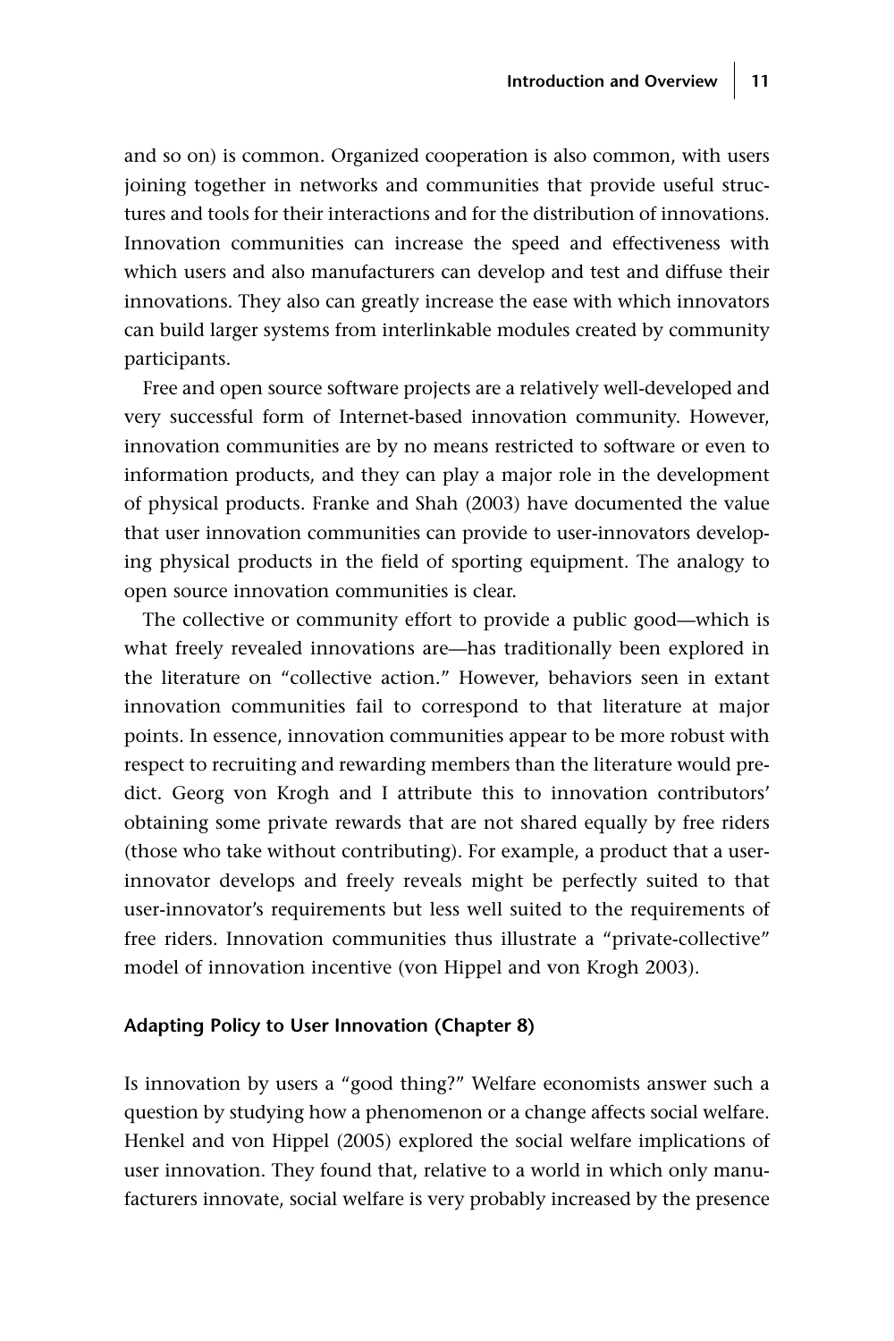and so on) is common. Organized cooperation is also common, with users joining together in networks and communities that provide useful structures and tools for their interactions and for the distribution of innovations. Innovation communities can increase the speed and effectiveness with which users and also manufacturers can develop and test and diffuse their innovations. They also can greatly increase the ease with which innovators can build larger systems from interlinkable modules created by community participants.

Free and open source software projects are a relatively well-developed and very successful form of Internet-based innovation community. However, innovation communities are by no means restricted to software or even to information products, and they can play a major role in the development of physical products. Franke and Shah (2003) have documented the value that user innovation communities can provide to user-innovators developing physical products in the field of sporting equipment. The analogy to open source innovation communities is clear.

The collective or community effort to provide a public good—which is what freely revealed innovations are—has traditionally been explored in the literature on "collective action." However, behaviors seen in extant innovation communities fail to correspond to that literature at major points. In essence, innovation communities appear to be more robust with respect to recruiting and rewarding members than the literature would predict. Georg von Krogh and I attribute this to innovation contributors' obtaining some private rewards that are not shared equally by free riders (those who take without contributing). For example, a product that a user-innovator develops and freely reveals might be perfectly suited to that user-innovator's requirements but less well suited to the requirements of free riders. Innovation communities thus illustrate a "private-collective" model of innovation incentive (von Hippel and von Krogh 2003).

### Adapting Policy to User Innovation (Chapter 8)

Is innovation by users a "good thing?" Welfare economists answer such a question by studying how a phenomenon or a change affects social welfare. Henkel and von Hippel (2005) explored the social welfare implications of user innovation. They found that, relative to a world in which only manufacturers innovate, social welfare is very probably increased by the presence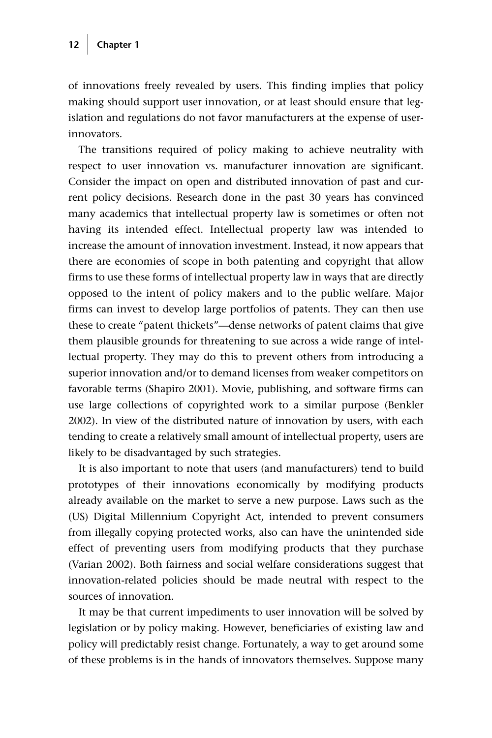of innovations freely revealed by users. This finding implies that policy making should support user innovation, or at least should ensure that legislation and regulations do not favor manufacturers at the expense of user-innovators.

The transitions required of policy making to achieve neutrality with respect to user innovation vs. manufacturer innovation are significant. Consider the impact on open and distributed innovation of past and current policy decisions. Research done in the past 30 years has convinced many academics that intellectual property law is sometimes or often not having its intended effect. Intellectual property law was intended to increase the amount of innovation investment. Instead, it now appears that there are economies of scope in both patenting and copyright that allow firms to use these forms of intellectual property law in ways that are directly opposed to the intent of policy makers and to the public welfare. Major firms can invest to develop large portfolios of patents. They can then use these to create "patent thickets"—dense networks of patent claims that give them plausible grounds for threatening to sue across a wide range of intellectual property. They may do this to prevent others from introducing a superior innovation and/or to demand licenses from weaker competitors on favorable terms (Shapiro 2001). Movie, publishing, and software firms can use large collections of copyrighted work to a similar purpose (Benkler 2002). In view of the distributed nature of innovation by users, with each tending to create a relatively small amount of intellectual property, users are likely to be disadvantaged by such strategies.

It is also important to note that users (and manufacturers) tend to build prototypes of their innovations economically by modifying products already available on the market to serve a new purpose. Laws such as the (US) Digital Millennium Copyright Act, intended to prevent consumers from illegally copying protected works, also can have the unintended side effect of preventing users from modifying products that they purchase (Varian 2002). Both fairness and social welfare considerations suggest that innovation-related policies should be made neutral with respect to the sources of innovation.

It may be that current impediments to user innovation will be solved by legislation or by policy making. However, beneficiaries of existing law and policy will predictably resist change. Fortunately, a way to get around some of these problems is in the hands of innovators themselves. Suppose many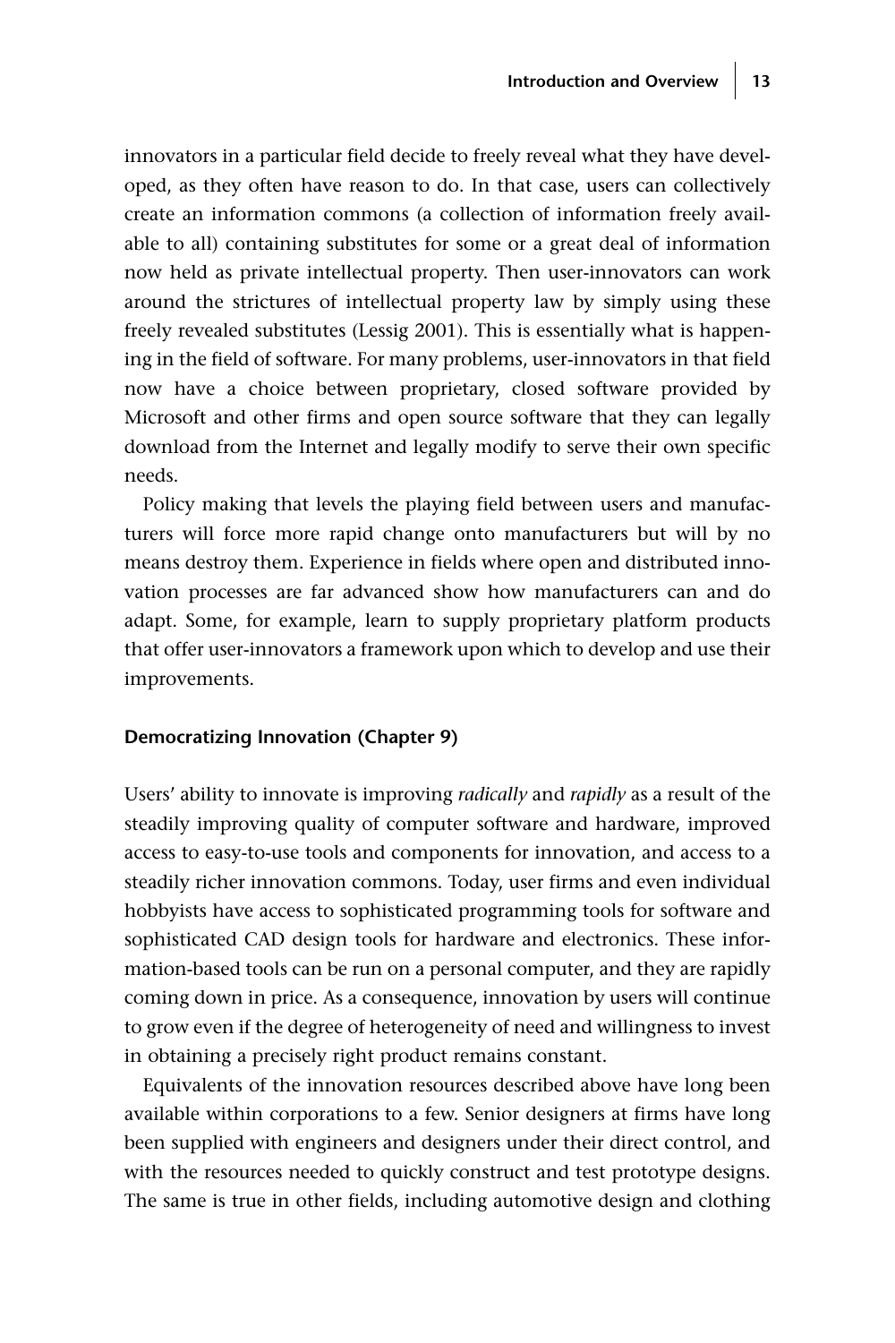innovators in a particular field decide to freely reveal what they have developed, as they often have reason to do. In that case, users can collectively create an information commons (a collection of information freely available to all) containing substitutes for some or a great deal of information now held as private intellectual property. Then user-innovators can work around the strictures of intellectual property law by simply using these freely revealed substitutes (Lessig 2001). This is essentially what is happening in the field of software. For many problems, user-innovators in that field now have a choice between proprietary, closed software provided by Microsoft and other firms and open source software that they can legally download from the Internet and legally modify to serve their own specific needs.

Policy making that levels the playing field between users and manufacturers will force more rapid change onto manufacturers but will by no means destroy them. Experience in fields where open and distributed innovation processes are far advanced show how manufacturers can and do adapt. Some, for example, learn to supply proprietary platform products that offer user-innovators a framework upon which to develop and use their improvements.

### Democratizing Innovation (Chapter 9)

Users' ability to innovate is improving *radically* and *rapidly* as a result of the steadily improving quality of computer software and hardware, improved access to easy-to-use tools and components for innovation, and access to a steadily richer innovation commons. Today, user firms and even individual hobbyists have access to sophisticated programming tools for software and sophisticated CAD design tools for hardware and electronics. These information-based tools can be run on a personal computer, and they are rapidly coming down in price. As a consequence, innovation by users will continue to grow even if the degree of heterogeneity of need and willingness to invest in obtaining a precisely right product remains constant.

Equivalents of the innovation resources described above have long been available within corporations to a few. Senior designers at firms have long been supplied with engineers and designers under their direct control, and with the resources needed to quickly construct and test prototype designs. The same is true in other fields, including automotive design and clothing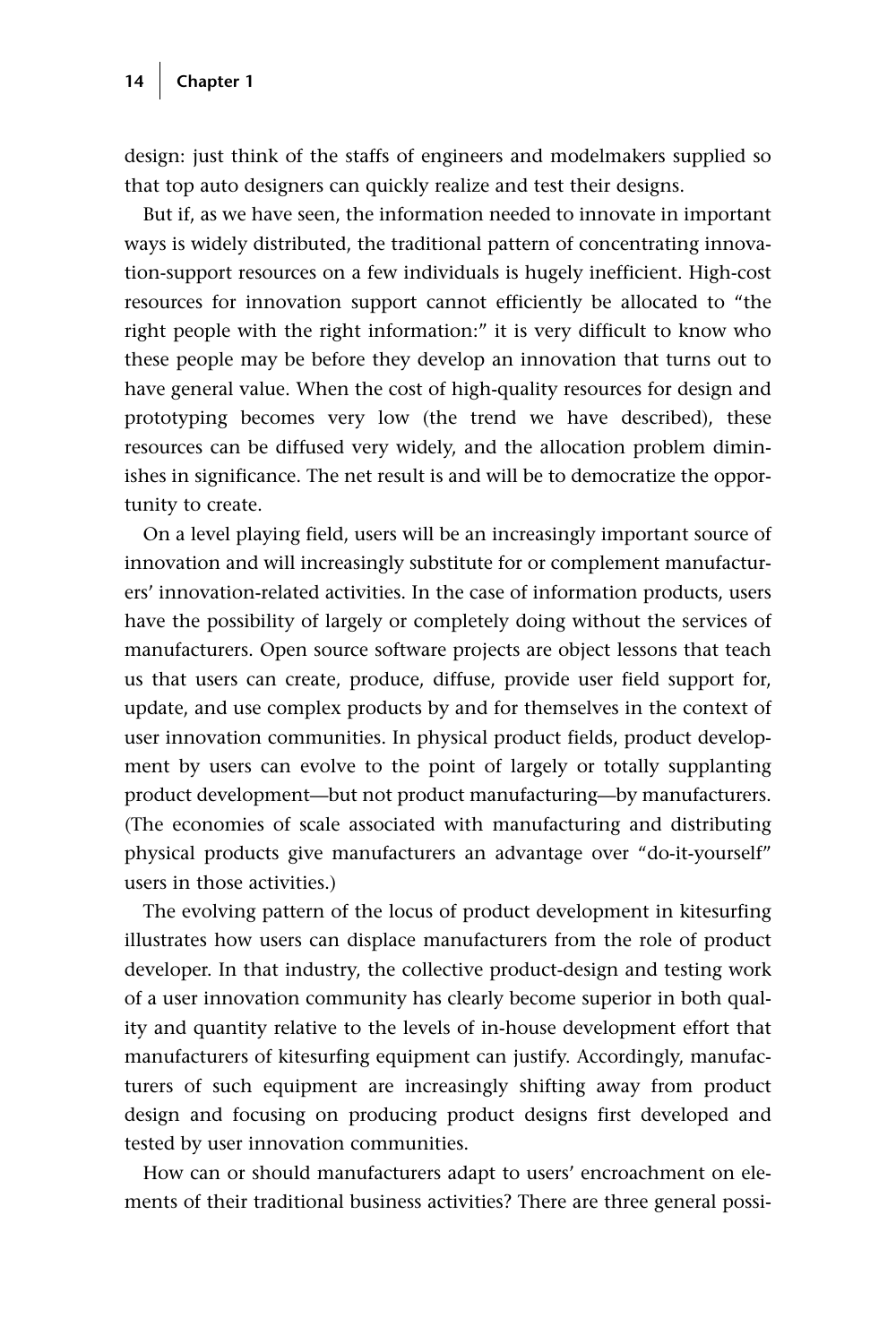design: just think of the staffs of engineers and modelmakers supplied so that top auto designers can quickly realize and test their designs.

But if, as we have seen, the information needed to innovate in important ways is widely distributed, the traditional pattern of concentrating innovation-support resources on a few individuals is hugely inefficient. High-cost resources for innovation support cannot efficiently be allocated to "the right people with the right information:" it is very difficult to know who these people may be before they develop an innovation that turns out to have general value. When the cost of high-quality resources for design and prototyping becomes very low (the trend we have described), these resources can be diffused very widely, and the allocation problem diminishes in significance. The net result is and will be to democratize the opportunity to create.

On a level playing field, users will be an increasingly important source of innovation and will increasingly substitute for or complement manufacturers' innovation-related activities. In the case of information products, users have the possibility of largely or completely doing without the services of manufacturers. Open source software projects are object lessons that teach us that users can create, produce, diffuse, provide user field support for, update, and use complex products by and for themselves in the context of user innovation communities. In physical product fields, product development by users can evolve to the point of largely or totally supplanting product development—but not product manufacturing—by manufacturers. (The economies of scale associated with manufacturing and distributing physical products give manufacturers an advantage over "do-it-yourself" users in those activities.)

The evolving pattern of the locus of product development in kitesurfing illustrates how users can displace manufacturers from the role of product developer. In that industry, the collective product-design and testing work of a user innovation community has clearly become superior in both quality and quantity relative to the levels of in-house development effort that manufacturers of kitesurfing equipment can justify. Accordingly, manufacturers of such equipment are increasingly shifting away from product design and focusing on producing product designs first developed and tested by user innovation communities.

How can or should manufacturers adapt to users' encroachment on elements of their traditional business activities? There are three general possi-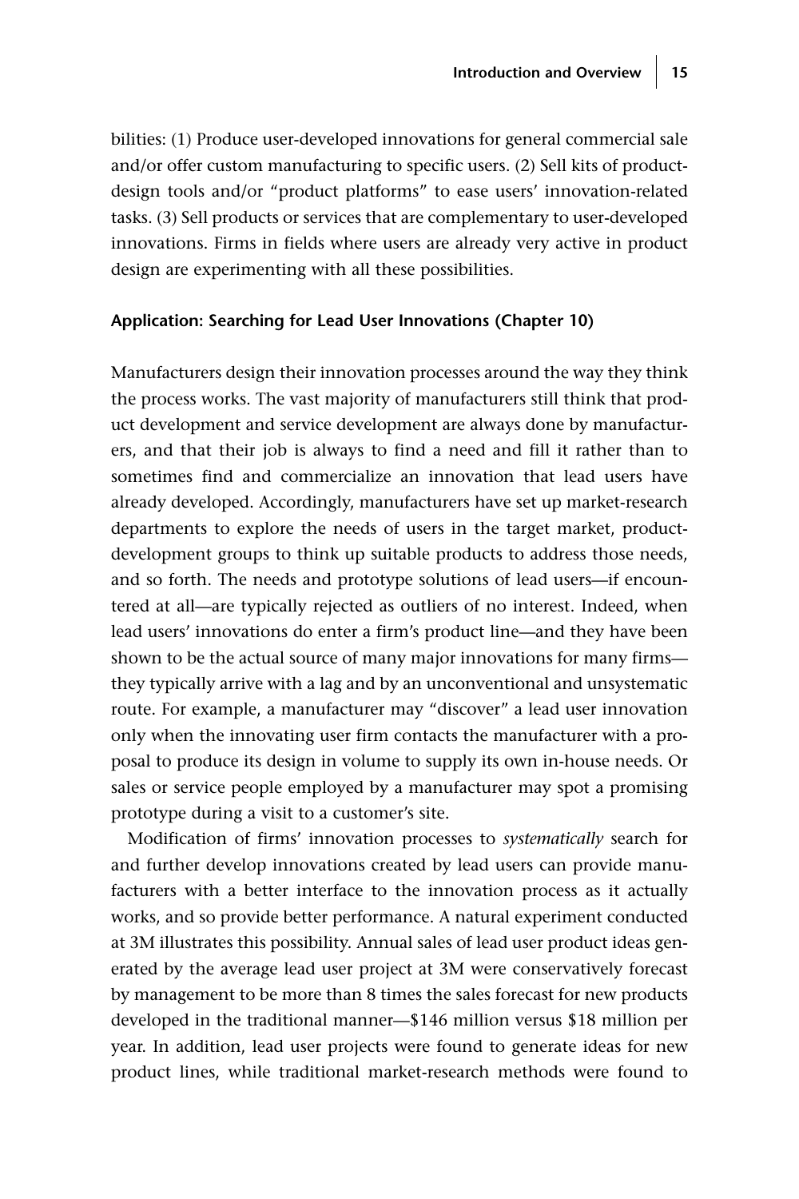bilities: (1) Produce user-developed innovations for general commercial sale and/or offer custom manufacturing to specific users. (2) Sell kits of product-design tools and/or "product platforms" to ease users' innovation-related tasks. (3) Sell products or services that are complementary to user-developed innovations. Firms in fields where users are already very active in product design are experimenting with all these possibilities.

### Application: Searching for Lead User Innovations (Chapter 10)

Manufacturers design their innovation processes around the way they think the process works. The vast majority of manufacturers still think that product development and service development are always done by manufacturers, and that their job is always to find a need and fill it rather than to sometimes find and commercialize an innovation that lead users have already developed. Accordingly, manufacturers have set up market-research departments to explore the needs of users in the target market, product-development groups to think up suitable products to address those needs, and so forth. The needs and prototype solutions of lead users—if encountered at all—are typically rejected as outliers of no interest. Indeed, when lead users' innovations do enter a firm's product line—and they have been shown to be the actual source of many major innovations for many firms—they typically arrive with a lag and by an unconventional and unsystematic route. For example, a manufacturer may "discover" a lead user innovation only when the innovating user firm contacts the manufacturer with a proposal to produce its design in volume to supply its own in-house needs. Or sales or service people employed by a manufacturer may spot a promising prototype during a visit to a customer's site.

Modification of firms' innovation processes to *systematically* search for and further develop innovations created by lead users can provide manufacturers with a better interface to the innovation process as it actually works, and so provide better performance. A natural experiment conducted at 3M illustrates this possibility. Annual sales of lead user product ideas generated by the average lead user project at 3M were conservatively forecast by management to be more than 8 times the sales forecast for new products developed in the traditional manner—$146 million versus $18 million per year. In addition, lead user projects were found to generate ideas for new product lines, while traditional market-research methods were found to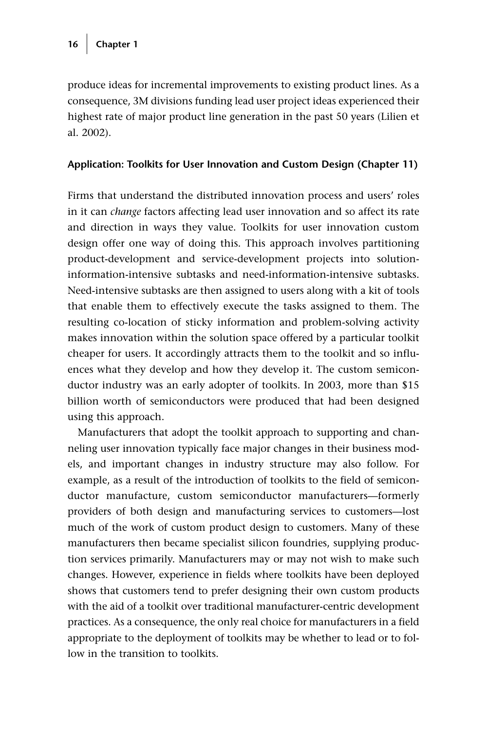produce ideas for incremental improvements to existing product lines. As a consequence, 3M divisions funding lead user project ideas experienced their highest rate of major product line generation in the past 50 years (Lilien et al. 2002).

### Application: Toolkits for User Innovation and Custom Design (Chapter 11)

Firms that understand the distributed innovation process and users' roles in it can *change* factors affecting lead user innovation and so affect its rate and direction in ways they value. Toolkits for user innovation custom design offer one way of doing this. This approach involves partitioning product-development and service-development projects into solution-information-intensive subtasks and need-information-intensive subtasks. Need-intensive subtasks are then assigned to users along with a kit of tools that enable them to effectively execute the tasks assigned to them. The resulting co-location of sticky information and problem-solving activity makes innovation within the solution space offered by a particular toolkit cheaper for users. It accordingly attracts them to the toolkit and so influences what they develop and how they develop it. The custom semiconductor industry was an early adopter of toolkits. In 2003, more than $15 billion worth of semiconductors were produced that had been designed using this approach.

Manufacturers that adopt the toolkit approach to supporting and channeling user innovation typically face major changes in their business models, and important changes in industry structure may also follow. For example, as a result of the introduction of toolkits to the field of semiconductor manufacture, custom semiconductor manufacturers—formerly providers of both design and manufacturing services to customers—lost much of the work of custom product design to customers. Many of these manufacturers then became specialist silicon foundries, supplying production services primarily. Manufacturers may or may not wish to make such changes. However, experience in fields where toolkits have been deployed shows that customers tend to prefer designing their own custom products with the aid of a toolkit over traditional manufacturer-centric development practices. As a consequence, the only real choice for manufacturers in a field appropriate to the deployment of toolkits may be whether to lead or to follow in the transition to toolkits.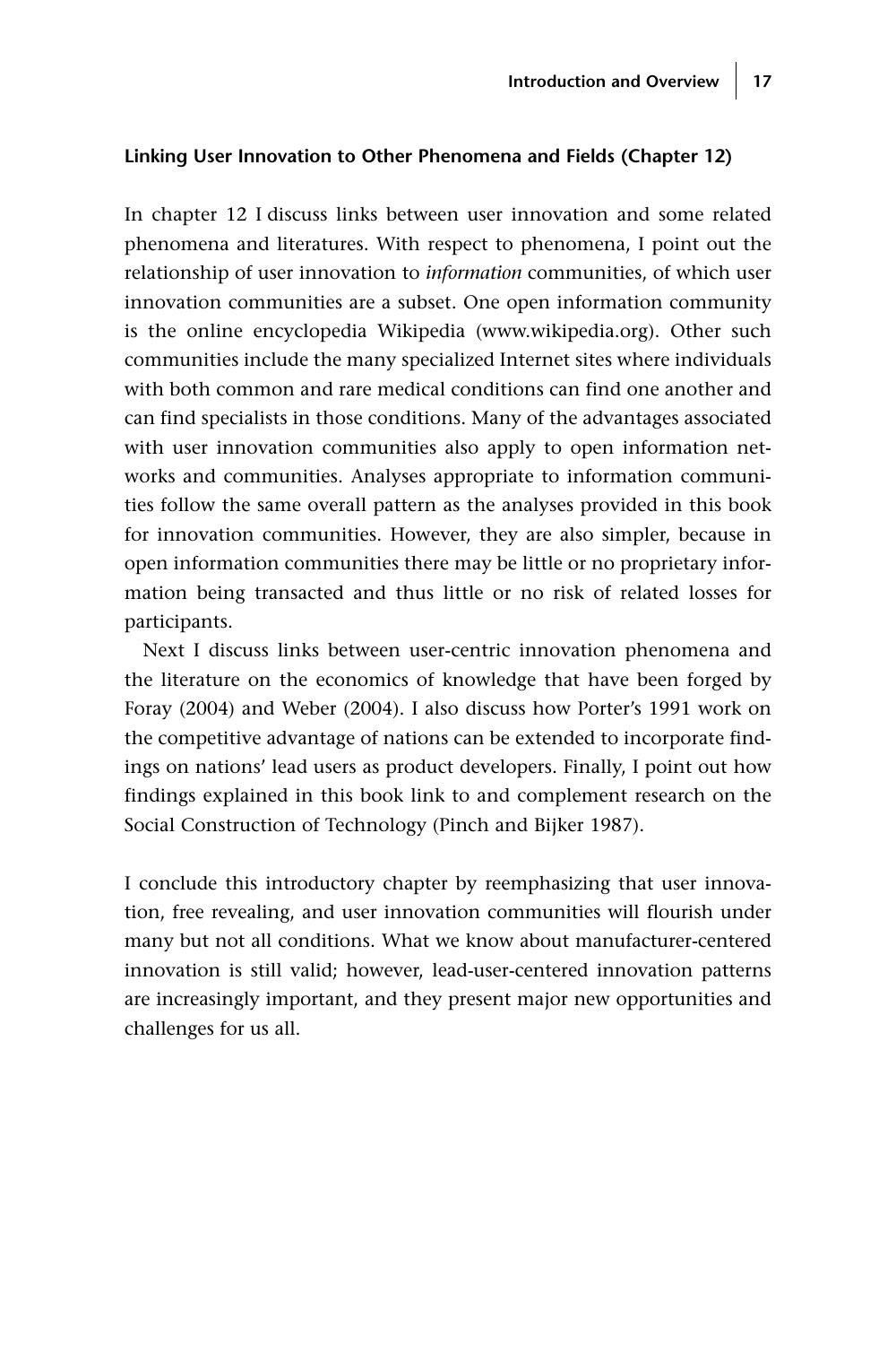### Linking User Innovation to Other Phenomena and Fields (Chapter 12)

In chapter 12 I discuss links between user innovation and some related phenomena and literatures. With respect to phenomena, I point out the relationship of user innovation to *information* communities, of which user innovation communities are a subset. One open information community is the online encyclopedia Wikipedia (www.wikipedia.org). Other such communities include the many specialized Internet sites where individuals with both common and rare medical conditions can find one another and can find specialists in those conditions. Many of the advantages associated with user innovation communities also apply to open information networks and communities. Analyses appropriate to information communities follow the same overall pattern as the analyses provided in this book for innovation communities. However, they are also simpler, because in open information communities there may be little or no proprietary information being transacted and thus little or no risk of related losses for participants.

Next I discuss links between user-centric innovation phenomena and the literature on the economics of knowledge that have been forged by Foray (2004) and Weber (2004). I also discuss how Porter's 1991 work on the competitive advantage of nations can be extended to incorporate findings on nations' lead users as product developers. Finally, I point out how findings explained in this book link to and complement research on the Social Construction of Technology (Pinch and Bijker 1987).

I conclude this introductory chapter by reemphasizing that user innovation, free revealing, and user innovation communities will flourish under many but not all conditions. What we know about manufacturer-centered innovation is still valid; however, lead-user-centered innovation patterns are increasingly important, and they present major new opportunities and challenges for us all.